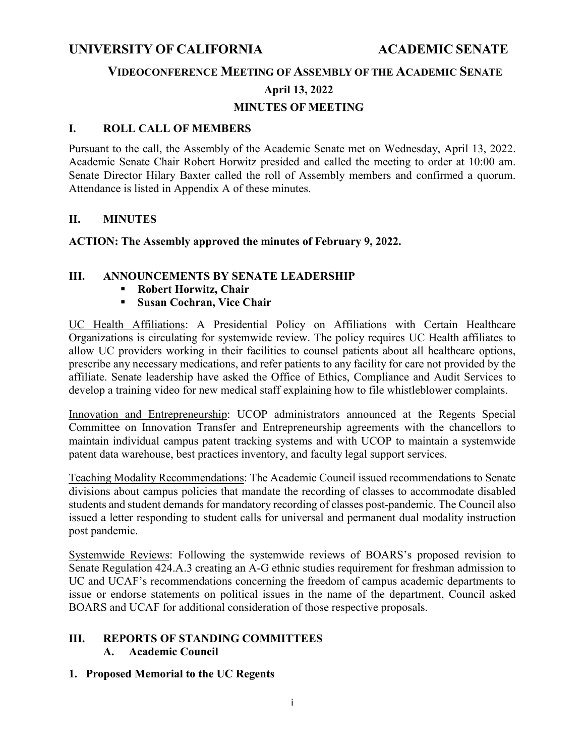# UNIVERSITY OF CALIFORNIA ACADEMIC SENATE

## VIDEOCONFERENCE MEETING OF ASSEMBLY OF THE ACADEMIC SENATE

### April 13, 2022

### MINUTES OF MEETING

## I. ROLL CALL OF MEMBERS

Pursuant to the call, the Assembly of the Academic Senate met on Wednesday, April 13, 2022. Academic Senate Chair Robert Horwitz presided and called the meeting to order at 10:00 am. Senate Director Hilary Baxter called the roll of Assembly members and confirmed a quorum. Attendance is listed in Appendix A of these minutes.

## II. MINUTES

**ACTION: The Assembly approved the minutes of February 9, 2022.**

## III. ANNOUNCEMENTS BY SENATE LEADERSHIP

- **Robert Horwitz, Chair**
- **Susan Cochran, Vice Chair**

UC Health Affiliations: A Presidential Policy on Affiliations with Certain Healthcare Organizations is circulating for systemwide review. The policy requires UC Health affiliates to allow UC providers working in their facilities to counsel patients about all healthcare options, prescribe any necessary medications, and refer patients to any facility for care not provided by the affiliate. Senate leadership have asked the Office of Ethics, Compliance and Audit Services to develop a training video for new medical staff explaining how to file whistleblower complaints.

Innovation and Entrepreneurship: UCOP administrators announced at the Regents Special Committee on Innovation Transfer and Entrepreneurship agreements with the chancellors to maintain individual campus patent tracking systems and with UCOP to maintain a systemwide patent data warehouse, best practices inventory, and faculty legal support services.

Teaching Modality Recommendations: The Academic Council issued recommendations to Senate divisions about campus policies that mandate the recording of classes to accommodate disabled students and student demands for mandatory recording of classes post-pandemic. The Council also issued a letter responding to student calls for universal and permanent dual modality instruction post pandemic.

Systemwide Reviews: Following the systemwide reviews of BOARS's proposed revision to Senate Regulation 424.A.3 creating an A-G ethnic studies requirement for freshman admission to UC and UCAF's recommendations concerning the freedom of campus academic departments to issue or endorse statements on political issues in the name of the department, Council asked BOARS and UCAF for additional consideration of those respective proposals.

## III. REPORTS OF STANDING COMMITTEES

### A. Academic Council

**1. Proposed Memorial to the UC Regents**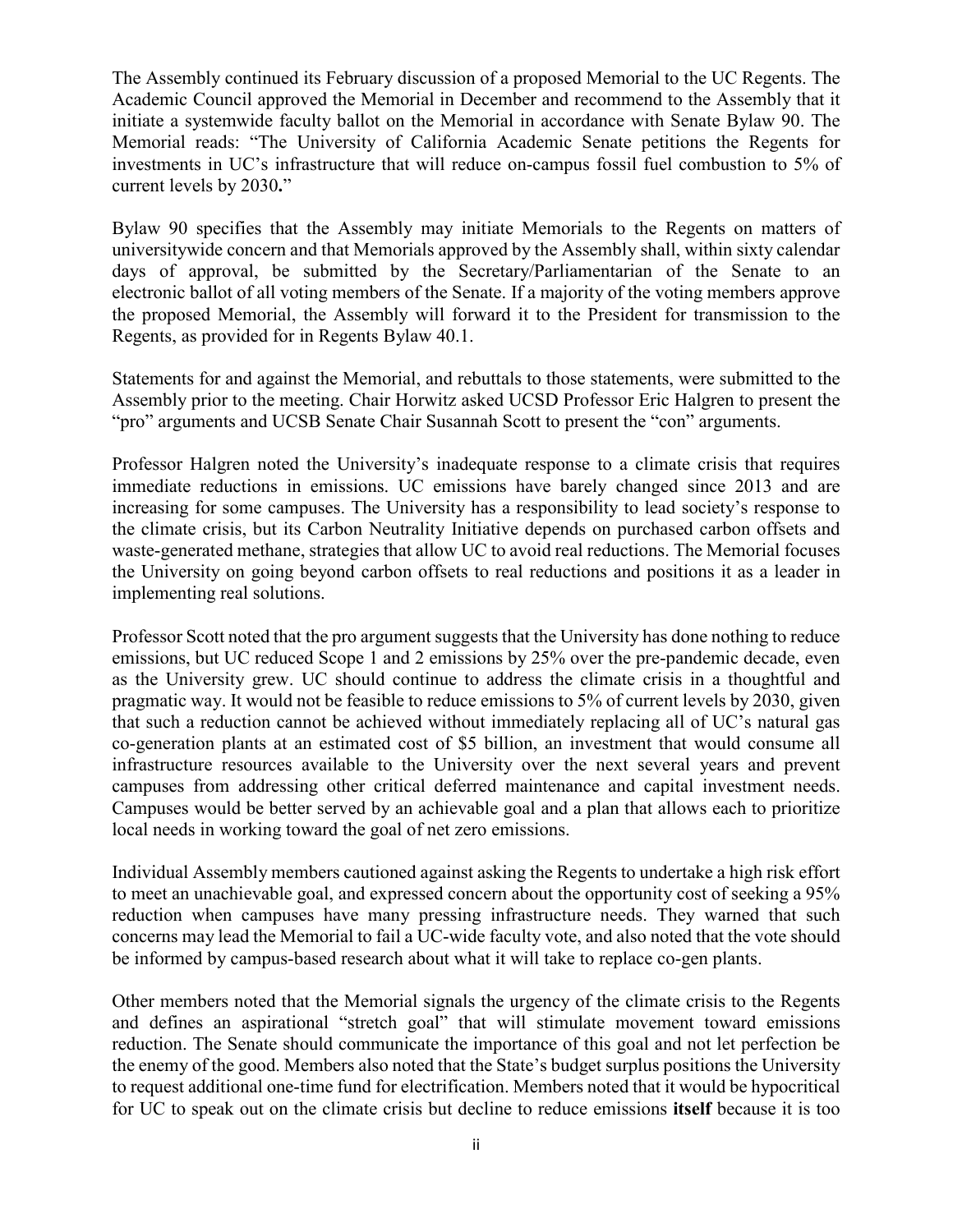The Assembly continued its February discussion of a proposed Memorial to the UC Regents. The Academic Council approved the Memorial in December and recommend to the Assembly that it initiate a systemwide faculty ballot on the Memorial in accordance with Senate Bylaw 90. The Memorial reads: "The University of California Academic Senate petitions the Regents for investments in UC's infrastructure that will reduce on-campus fossil fuel combustion to 5% of current levels by 2030**.**"

Bylaw 90 specifies that the Assembly may initiate Memorials to the Regents on matters of universitywide concern and that Memorials approved by the Assembly shall, within sixty calendar days of approval, be submitted by the Secretary/Parliamentarian of the Senate to an electronic ballot of all voting members of the Senate. If a majority of the voting members approve the proposed Memorial, the Assembly will forward it to the President for transmission to the Regents, as provided for in Regents Bylaw 40.1.

Statements for and against the Memorial, and rebuttals to those statements, were submitted to the Assembly prior to the meeting. Chair Horwitz asked UCSD Professor Eric Halgren to present the "pro" arguments and UCSB Senate Chair Susannah Scott to present the "con" arguments.

Professor Halgren noted the University's inadequate response to a climate crisis that requires immediate reductions in emissions. UC emissions have barely changed since 2013 and are increasing for some campuses. The University has a responsibility to lead society's response to the climate crisis, but its Carbon Neutrality Initiative depends on purchased carbon offsets and waste-generated methane, strategies that allow UC to avoid real reductions. The Memorial focuses the University on going beyond carbon offsets to real reductions and positions it as a leader in implementing real solutions.

Professor Scott noted that the pro argument suggests that the University has done nothing to reduce emissions, but UC reduced Scope 1 and 2 emissions by 25% over the pre-pandemic decade, even as the University grew. UC should continue to address the climate crisis in a thoughtful and pragmatic way. It would not be feasible to reduce emissions to 5% of current levels by 2030, given that such a reduction cannot be achieved without immediately replacing all of UC's natural gas co-generation plants at an estimated cost of $5 billion, an investment that would consume all infrastructure resources available to the University over the next several years and prevent campuses from addressing other critical deferred maintenance and capital investment needs. Campuses would be better served by an achievable goal and a plan that allows each to prioritize local needs in working toward the goal of net zero emissions.

Individual Assembly members cautioned against asking the Regents to undertake a high risk effort to meet an unachievable goal, and expressed concern about the opportunity cost of seeking a 95% reduction when campuses have many pressing infrastructure needs. They warned that such concerns may lead the Memorial to fail a UC-wide faculty vote, and also noted that the vote should be informed by campus-based research about what it will take to replace co-gen plants.

Other members noted that the Memorial signals the urgency of the climate crisis to the Regents and defines an aspirational "stretch goal" that will stimulate movement toward emissions reduction. The Senate should communicate the importance of this goal and not let perfection be the enemy of the good. Members also noted that the State's budget surplus positions the University to request additional one-time fund for electrification. Members noted that it would be hypocritical for UC to speak out on the climate crisis but decline to reduce emissions **itself** because it is too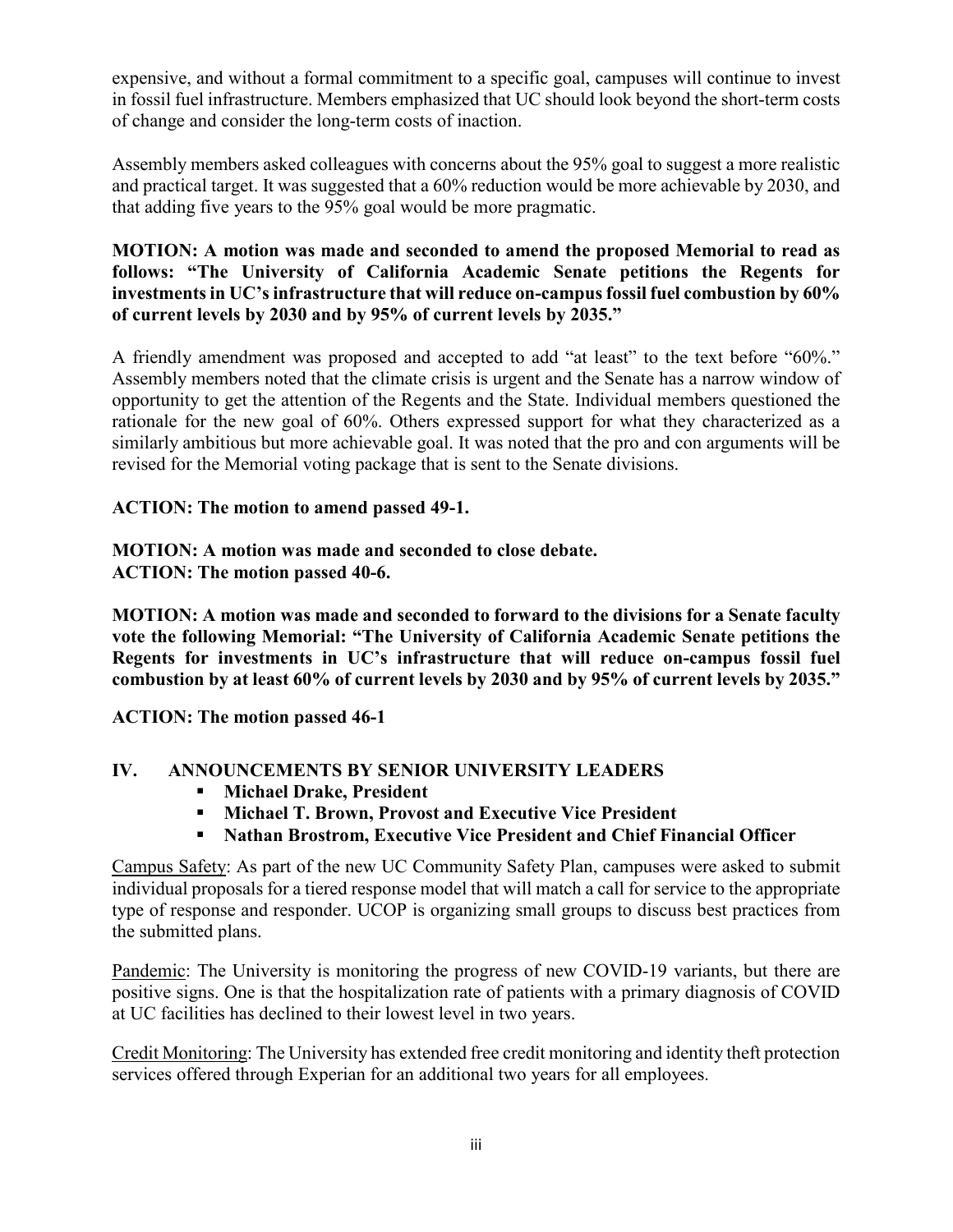expensive, and without a formal commitment to a specific goal, campuses will continue to invest in fossil fuel infrastructure. Members emphasized that UC should look beyond the short-term costs of change and consider the long-term costs of inaction.

Assembly members asked colleagues with concerns about the 95% goal to suggest a more realistic and practical target. It was suggested that a 60% reduction would be more achievable by 2030, and that adding five years to the 95% goal would be more pragmatic.

**MOTION: A motion was made and seconded to amend the proposed Memorial to read as follows: "The University of California Academic Senate petitions the Regents for investments in UC's infrastructure that will reduce on-campus fossil fuel combustion by 60% of current levels by 2030 and by 95% of current levels by 2035."**

A friendly amendment was proposed and accepted to add "at least" to the text before "60%." Assembly members noted that the climate crisis is urgent and the Senate has a narrow window of opportunity to get the attention of the Regents and the State. Individual members questioned the rationale for the new goal of 60%. Others expressed support for what they characterized as a similarly ambitious but more achievable goal. It was noted that the pro and con arguments will be revised for the Memorial voting package that is sent to the Senate divisions.

**ACTION: The motion to amend passed 49-1.**

**MOTION: A motion was made and seconded to close debate.**
**ACTION: The motion passed 40-6.**

**MOTION: A motion was made and seconded to forward to the divisions for a Senate faculty vote the following Memorial: "The University of California Academic Senate petitions the Regents for investments in UC's infrastructure that will reduce on-campus fossil fuel combustion by at least 60% of current levels by 2030 and by 95% of current levels by 2035."**

**ACTION: The motion passed 46-1**

## IV. ANNOUNCEMENTS BY SENIOR UNIVERSITY LEADERS

- **Michael Drake, President**
- **Michael T. Brown, Provost and Executive Vice President**
- **Nathan Brostrom, Executive Vice President and Chief Financial Officer**

Campus Safety: As part of the new UC Community Safety Plan, campuses were asked to submit individual proposals for a tiered response model that will match a call for service to the appropriate type of response and responder. UCOP is organizing small groups to discuss best practices from the submitted plans.

Pandemic: The University is monitoring the progress of new COVID-19 variants, but there are positive signs. One is that the hospitalization rate of patients with a primary diagnosis of COVID at UC facilities has declined to their lowest level in two years.

Credit Monitoring: The University has extended free credit monitoring and identity theft protection services offered through Experian for an additional two years for all employees.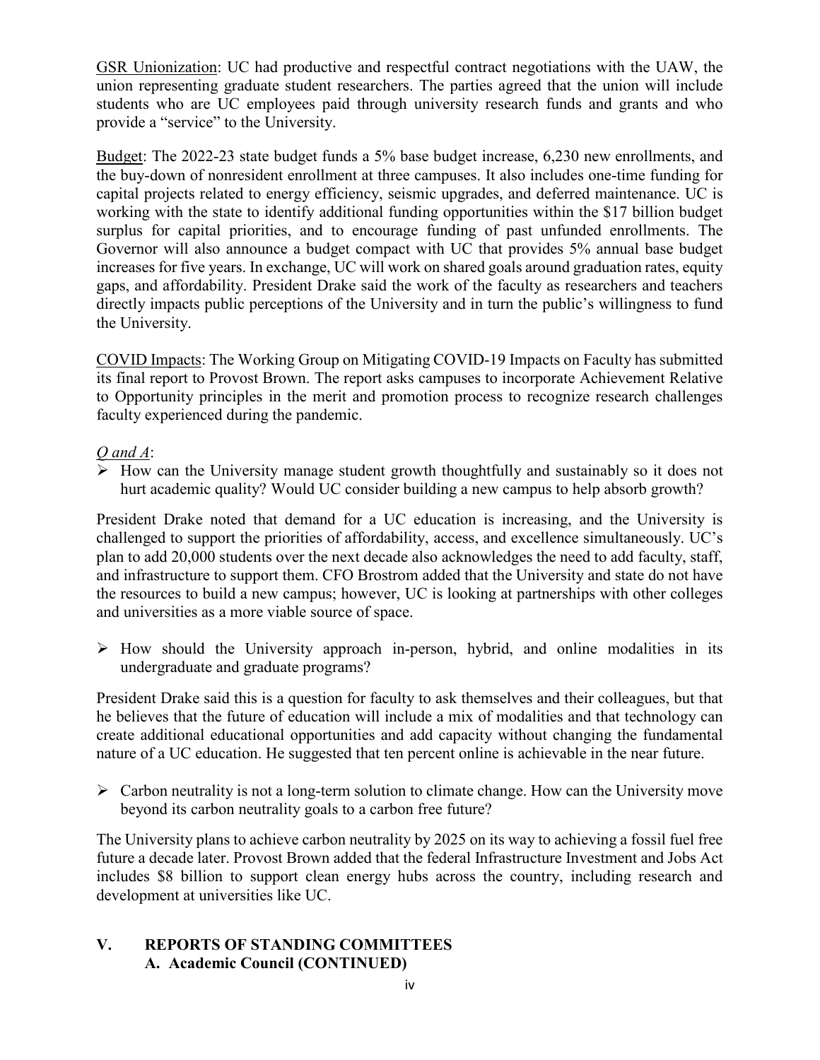<u>GSR Unionization</u>: UC had productive and respectful contract negotiations with the UAW, the union representing graduate student researchers. The parties agreed that the union will include students who are UC employees paid through university research funds and grants and who provide a "service" to the University.

<u>Budget</u>: The 2022-23 state budget funds a 5% base budget increase, 6,230 new enrollments, and the buy-down of nonresident enrollment at three campuses. It also includes one-time funding for capital projects related to energy efficiency, seismic upgrades, and deferred maintenance. UC is working with the state to identify additional funding opportunities within the $17 billion budget surplus for capital priorities, and to encourage funding of past unfunded enrollments. The Governor will also announce a budget compact with UC that provides 5% annual base budget increases for five years. In exchange, UC will work on shared goals around graduation rates, equity gaps, and affordability. President Drake said the work of the faculty as researchers and teachers directly impacts public perceptions of the University and in turn the public's willingness to fund the University.

<u>COVID Impacts</u>: The Working Group on Mitigating COVID-19 Impacts on Faculty has submitted its final report to Provost Brown. The report asks campuses to incorporate Achievement Relative to Opportunity principles in the merit and promotion process to recognize research challenges faculty experienced during the pandemic.

*<u>Q and A</u>*:

- How can the University manage student growth thoughtfully and sustainably so it does not hurt academic quality? Would UC consider building a new campus to help absorb growth?

President Drake noted that demand for a UC education is increasing, and the University is challenged to support the priorities of affordability, access, and excellence simultaneously. UC's plan to add 20,000 students over the next decade also acknowledges the need to add faculty, staff, and infrastructure to support them. CFO Brostrom added that the University and state do not have the resources to build a new campus; however, UC is looking at partnerships with other colleges and universities as a more viable source of space.

- How should the University approach in-person, hybrid, and online modalities in its undergraduate and graduate programs?

President Drake said this is a question for faculty to ask themselves and their colleagues, but that he believes that the future of education will include a mix of modalities and that technology can create additional educational opportunities and add capacity without changing the fundamental nature of a UC education. He suggested that ten percent online is achievable in the near future.

- Carbon neutrality is not a long-term solution to climate change. How can the University move beyond its carbon neutrality goals to a carbon free future?

The University plans to achieve carbon neutrality by 2025 on its way to achieving a fossil fuel free future a decade later. Provost Brown added that the federal Infrastructure Investment and Jobs Act includes $8 billion to support clean energy hubs across the country, including research and development at universities like UC.

## V. REPORTS OF STANDING COMMITTEES

### A. Academic Council (CONTINUED)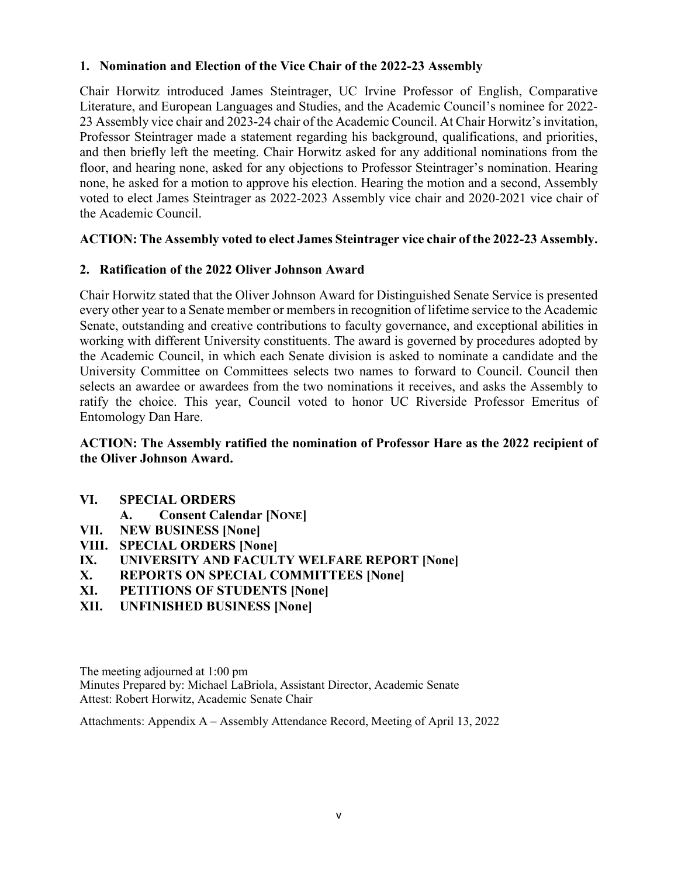**1. Nomination and Election of the Vice Chair of the 2022-23 Assembly**

Chair Horwitz introduced James Steintrager, UC Irvine Professor of English, Comparative Literature, and European Languages and Studies, and the Academic Council's nominee for 2022-23 Assembly vice chair and 2023-24 chair of the Academic Council. At Chair Horwitz's invitation, Professor Steintrager made a statement regarding his background, qualifications, and priorities, and then briefly left the meeting. Chair Horwitz asked for any additional nominations from the floor, and hearing none, asked for any objections to Professor Steintrager's nomination. Hearing none, he asked for a motion to approve his election. Hearing the motion and a second, Assembly voted to elect James Steintrager as 2022-2023 Assembly vice chair and 2020-2021 vice chair of the Academic Council.

**ACTION: The Assembly voted to elect James Steintrager vice chair of the 2022-23 Assembly.**

**2. Ratification of the 2022 Oliver Johnson Award**

Chair Horwitz stated that the Oliver Johnson Award for Distinguished Senate Service is presented every other year to a Senate member or members in recognition of lifetime service to the Academic Senate, outstanding and creative contributions to faculty governance, and exceptional abilities in working with different University constituents. The award is governed by procedures adopted by the Academic Council, in which each Senate division is asked to nominate a candidate and the University Committee on Committees selects two names to forward to Council. Council then selects an awardee or awardees from the two nominations it receives, and asks the Assembly to ratify the choice. This year, Council voted to honor UC Riverside Professor Emeritus of Entomology Dan Hare.

**ACTION: The Assembly ratified the nomination of Professor Hare as the 2022 recipient of the Oliver Johnson Award.**

**VI. SPECIAL ORDERS**

**A. Consent Calendar [NONE]**

**VII. NEW BUSINESS [None]**

**VIII. SPECIAL ORDERS [None]**

**IX. UNIVERSITY AND FACULTY WELFARE REPORT [None]**

**X. REPORTS ON SPECIAL COMMITTEES [None]**

**XI. PETITIONS OF STUDENTS [None]**

**XII. UNFINISHED BUSINESS [None]**

The meeting adjourned at 1:00 pm
Minutes Prepared by: Michael LaBriola, Assistant Director, Academic Senate
Attest: Robert Horwitz, Academic Senate Chair

Attachments: Appendix A – Assembly Attendance Record, Meeting of April 13, 2022